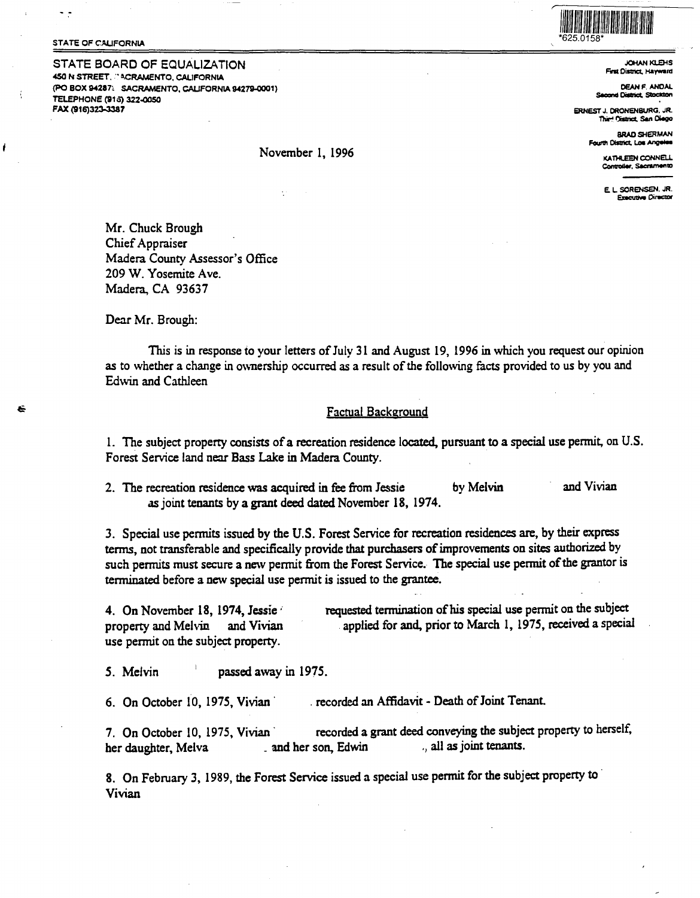STATE OF CALIFORNIA

*625.0158*

STATE BOARD OF EQUALIZATION
450 N STREET, SACRAMENTO, CALIFORNIA
(PO BOX 942879, SACRAMENTO, CALIFORNIA 94279-0001)
TELEPHONE (916) 322-0050
FAX (916)323-3387

JOHAN KLEHS
First District, Hayward

DEAN F. ANDAL
Second District, Stockton

ERNEST J. DRONENBURG, JR.
Third District, San Diego

BRAD SHERMAN
Fourth District, Los Angeles

KATHLEEN CONNELL
Controller, Sacramento

E. L. SORENSEN, JR.
Executive Director

November 1, 1996

Mr. Chuck Brough
Chief Appraiser
Madera County Assessor's Office
209 W. Yosemite Ave.
Madera, CA 93637

Dear Mr. Brough:

This is in response to your letters of July 31 and August 19, 1996 in which you request our opinion as to whether a change in ownership occurred as a result of the following facts provided to us by you and Edwin and Cathleen

## Factual Background

1. The subject property consists of a recreation residence located, pursuant to a special use permit, on U.S. Forest Service land near Bass Lake in Madera County.

2. The recreation residence was acquired in fee from Jessie by Melvin and Vivian as joint tenants by a grant deed dated November 18, 1974.

3. Special use permits issued by the U.S. Forest Service for recreation residences are, by their express terms, not transferable and specifically provide that purchasers of improvements on sites authorized by such permits must secure a new permit from the Forest Service. The special use permit of the grantor is terminated before a new special use permit is issued to the grantee.

4. On November 18, 1974, Jessie requested termination of his special use permit on the subject property and Melvin and Vivian applied for and, prior to March 1, 1975, received a special use permit on the subject property.

5. Melvin passed away in 1975.

6. On October 10, 1975, Vivian recorded an Affidavit - Death of Joint Tenant.

7. On October 10, 1975, Vivian recorded a grant deed conveying the subject property to herself, her daughter, Melva and her son, Edwin, all as joint tenants.

8. On February 3, 1989, the Forest Service issued a special use permit for the subject property to Vivian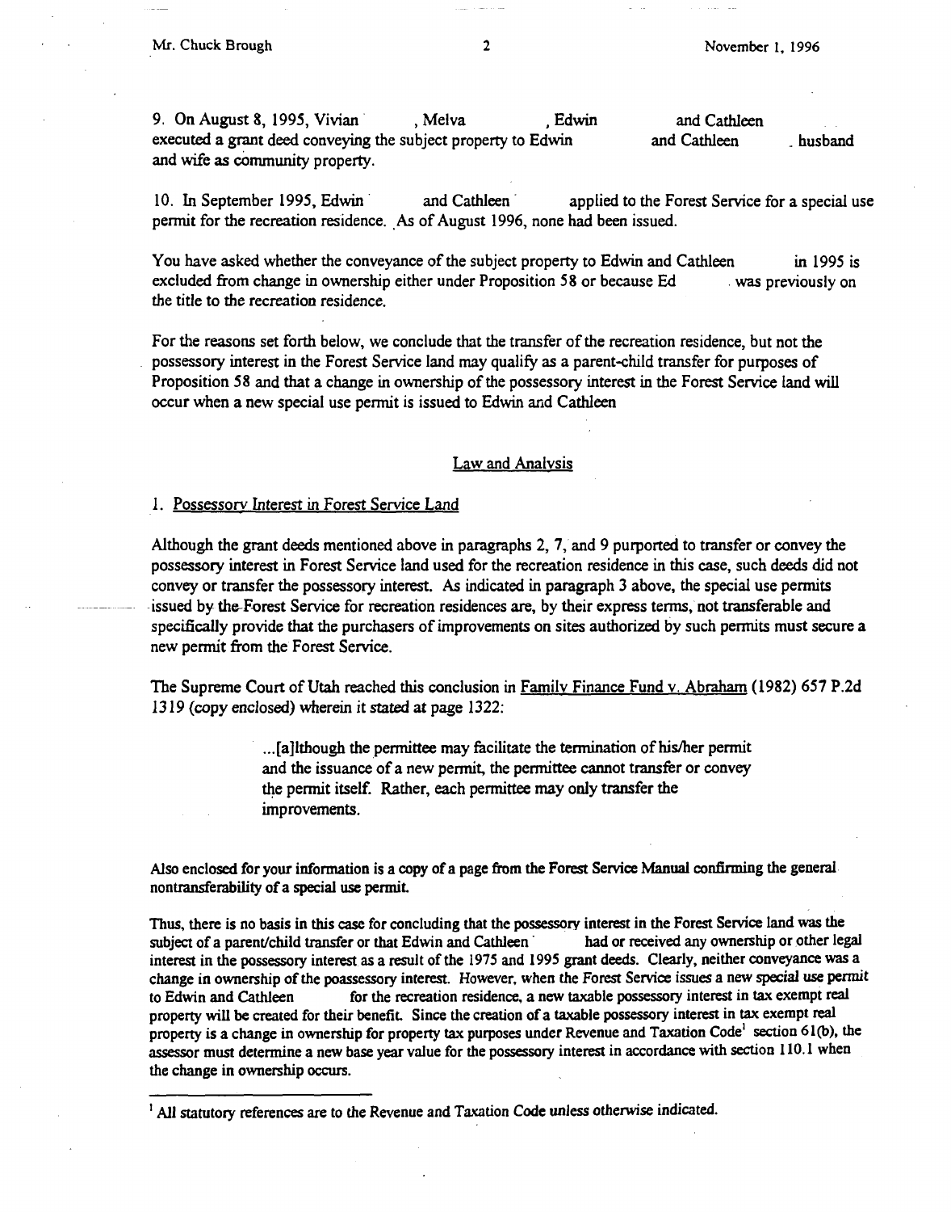9. On August 8, 1995, Vivian , Melva , Edwin and Cathleen executed a grant deed conveying the subject property to Edwin and Cathleen , husband and wife as community property.

10. In September 1995, Edwin and Cathleen applied to the Forest Service for a special use permit for the recreation residence. As of August 1996, none had been issued.

You have asked whether the conveyance of the subject property to Edwin and Cathleen in 1995 is excluded from change in ownership either under Proposition 58 or because Ed was previously on the title to the recreation residence.

For the reasons set forth below, we conclude that the transfer of the recreation residence, but not the possessory interest in the Forest Service land may qualify as a parent-child transfer for purposes of Proposition 58 and that a change in ownership of the possessory interest in the Forest Service land will occur when a new special use permit is issued to Edwin and Cathleen

## Law and Analysis

### 1. Possessory Interest in Forest Service Land

Although the grant deeds mentioned above in paragraphs 2, 7, and 9 purported to transfer or convey the possessory interest in Forest Service land used for the recreation residence in this case, such deeds did not convey or transfer the possessory interest. As indicated in paragraph 3 above, the special use permits issued by the Forest Service for recreation residences are, by their express terms, not transferable and specifically provide that the purchasers of improvements on sites authorized by such permits must secure a new permit from the Forest Service.

The Supreme Court of Utah reached this conclusion in Family Finance Fund v. Abraham (1982) 657 P.2d 1319 (copy enclosed) wherein it stated at page 1322:

> ...[a]lthough the permittee may facilitate the termination of his/her permit and the issuance of a new permit, the permittee cannot transfer or convey the permit itself. Rather, each permittee may only transfer the improvements.

Also enclosed for your information is a copy of a page from the Forest Service Manual confirming the general nontransferability of a special use permit.

Thus, there is no basis in this case for concluding that the possessory interest in the Forest Service land was the subject of a parent/child transfer or that Edwin and Cathleen had or received any ownership or other legal interest in the possessory interest as a result of the 1975 and 1995 grant deeds. Clearly, neither conveyance was a change in ownership of the poassessory interest. However, when the Forest Service issues a new special use permit to Edwin and Cathleen for the recreation residence, a new taxable possessory interest in tax exempt real property will be created for their benefit. Since the creation of a taxable possessory interest in tax exempt real property is a change in ownership for property tax purposes under Revenue and Taxation Code[1] section 61(b), the assessor must determine a new base year value for the possessory interest in accordance with section 110.1 when the change in ownership occurs.

[1] All statutory references are to the Revenue and Taxation Code unless otherwise indicated.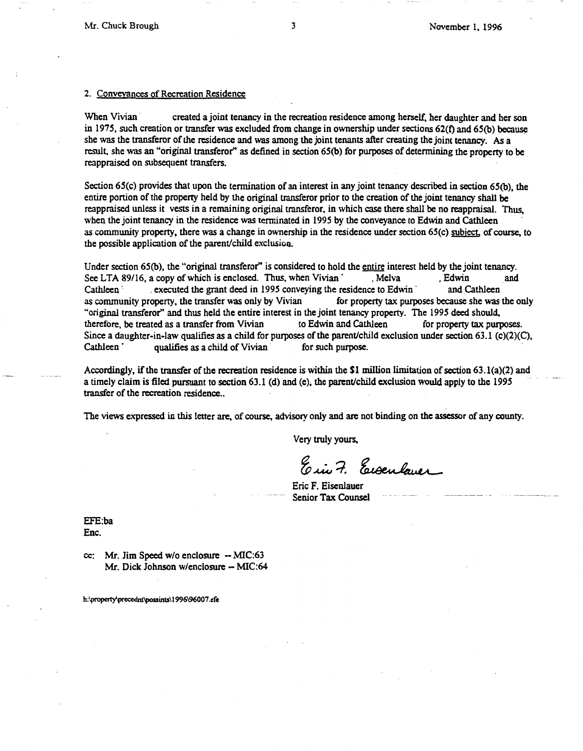2. Conveyances of Recreation Residence

When Vivian created a joint tenancy in the recreation residence among herself, her daughter and her son in 1975, such creation or transfer was excluded from change in ownership under sections 62(f) and 65(b) because she was the transferor of the residence and was among the joint tenants after creating the joint tenancy. As a result, she was an "original transferor" as defined in section 65(b) for purposes of determining the property to be reappraised on subsequent transfers.

Section 65(c) provides that upon the termination of an interest in any joint tenancy described in section 65(b), the entire portion of the property held by the original transferor prior to the creation of the joint tenancy shall be reappraised unless it vests in a remaining original transferor, in which case there shall be no reappraisal. Thus, when the joint tenancy in the residence was terminated in 1995 by the conveyance to Edwin and Cathleen as community property, there was a change in ownership in the residence under section 65(c) subject, of course, to the possible application of the parent/child exclusion.

Under section 65(b), the "original transferor" is considered to hold the entire interest held by the joint tenancy. See LTA 89/16, a copy of which is enclosed. Thus, when Vivian , Melva , Edwin and Cathleen , executed the grant deed in 1995 conveying the residence to Edwin and Cathleen as community property, the transfer was only by Vivian for property tax purposes because she was the only "original transferor" and thus held the entire interest in the joint tenancy property. The 1995 deed should, therefore, be treated as a transfer from Vivian to Edwin and Cathleen for property tax purposes. Since a daughter-in-law qualifies as a child for purposes of the parent/child exclusion under section 63.1 (c)(2)(C), Cathleen qualifies as a child of Vivian for such purpose.

Accordingly, if the transfer of the recreation residence is within the $1 million limitation of section 63.1(a)(2) and a timely claim is filed pursuant to section 63.1 (d) and (e), the parent/child exclusion would apply to the 1995 transfer of the recreation residence..

The views expressed in this letter are, of course, advisory only and are not binding on the assessor of any county.

Very truly yours,

Eric F. Eisenlauer

Eric F. Eisenlauer
Senior Tax Counsel

EFE:ba
Enc.

cc: Mr. Jim Speed w/o enclosure -- MIC:63
Mr. Dick Johnson w/enclosure -- MIC:64

h:\property\precednt\possints\1996\96007.efe